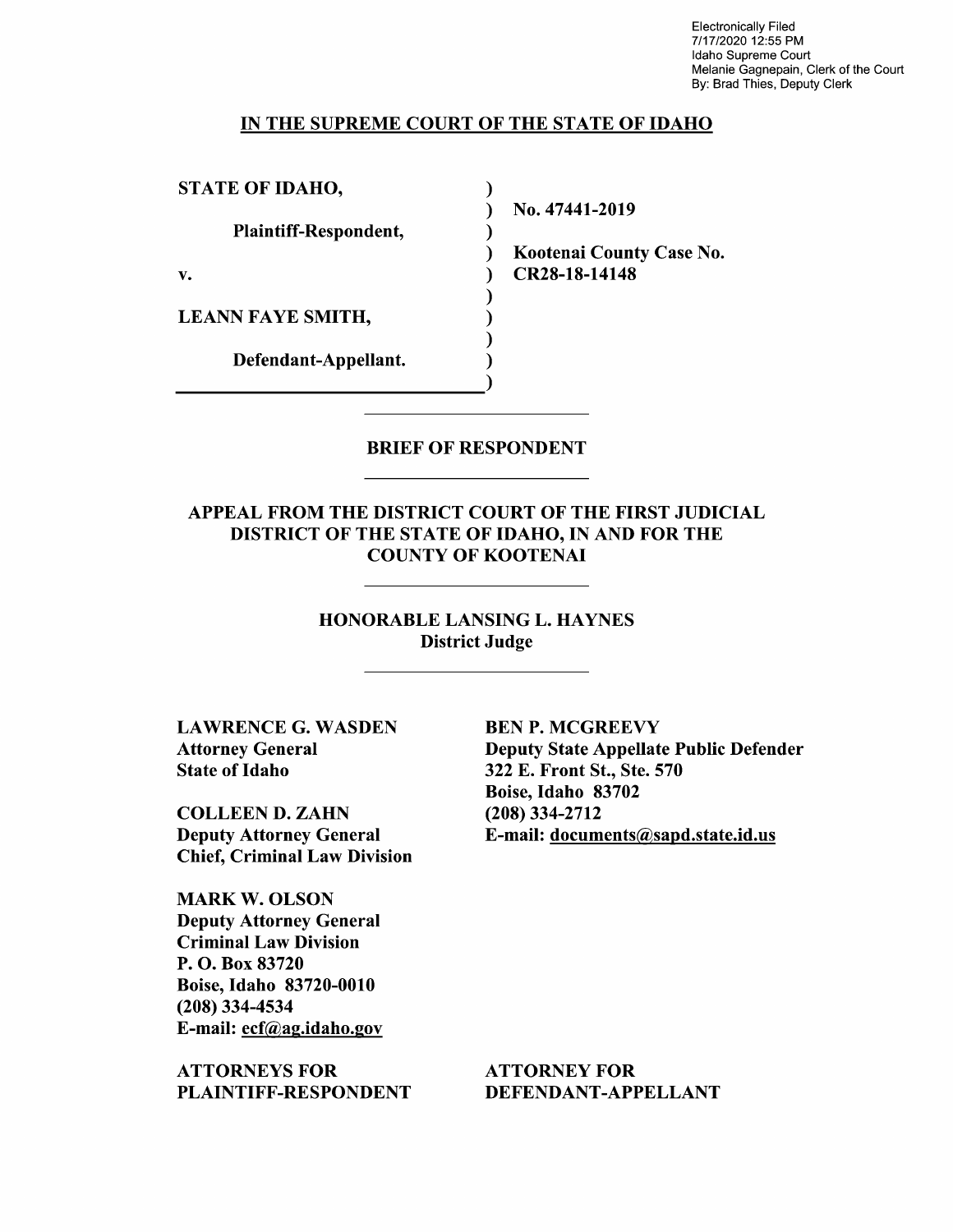Electronically Filed
7/17/2020 12:55 PM
Idaho Supreme Court
Melanie Gagnepain, Clerk of the Court
By: Brad Thies, Deputy Clerk

# IN THE SUPREME COURT OF THE STATE OF IDAHO

| | |
|---|---|
| **STATE OF IDAHO,** | **No. 47441-2019** |
| **Plaintiff-Respondent,** | **Kootenai County Case No.** |
| **v.** | **CR28-18-14148** |
| **LEANN FAYE SMITH,** | |
| **Defendant-Appellant.** | |

## BRIEF OF RESPONDENT

### APPEAL FROM THE DISTRICT COURT OF THE FIRST JUDICIAL DISTRICT OF THE STATE OF IDAHO, IN AND FOR THE COUNTY OF KOOTENAI

**HONORABLE LANSING L. HAYNES**
**District Judge**

**LAWRENCE G. WASDEN**
**Attorney General**
**State of Idaho**

**COLLEEN D. ZAHN**
**Deputy Attorney General**
**Chief, Criminal Law Division**

**MARK W. OLSON**
**Deputy Attorney General**
**Criminal Law Division**
**P. O. Box 83720**
**Boise, Idaho 83720-0010**
**(208) 334-4534**
**E-mail: ecf@ag.idaho.gov**

**ATTORNEYS FOR PLAINTIFF-RESPONDENT**

**BEN P. MCGREEVY**
**Deputy State Appellate Public Defender**
**322 E. Front St., Ste. 570**
**Boise, Idaho 83702**
**(208) 334-2712**
**E-mail: documents@sapd.state.id.us**

**ATTORNEY FOR DEFENDANT-APPELLANT**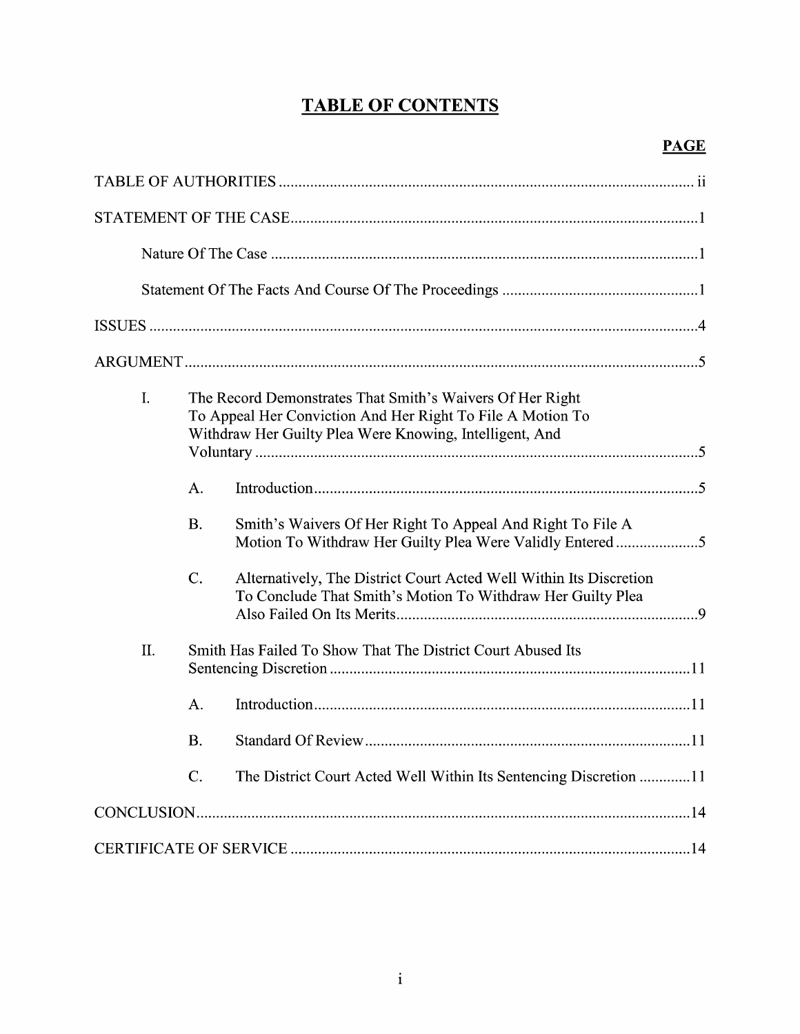# TABLE OF CONTENTS

| | PAGE |
|---|---|
| TABLE OF AUTHORITIES | ii |
| STATEMENT OF THE CASE | 1 |
| Nature Of The Case | 1 |
| Statement Of The Facts And Course Of The Proceedings | 1 |
| ISSUES | 4 |
| ARGUMENT | 5 |
| I. The Record Demonstrates That Smith's Waivers Of Her Right To Appeal Her Conviction And Her Right To File A Motion To Withdraw Her Guilty Plea Were Knowing, Intelligent, And Voluntary | 5 |
| A. Introduction | 5 |
| B. Smith's Waivers Of Her Right To Appeal And Right To File A Motion To Withdraw Her Guilty Plea Were Validly Entered | 5 |
| C. Alternatively, The District Court Acted Well Within Its Discretion To Conclude That Smith's Motion To Withdraw Her Guilty Plea Also Failed On Its Merits | 9 |
| II. Smith Has Failed To Show That The District Court Abused Its Sentencing Discretion | 11 |
| A. Introduction | 11 |
| B. Standard Of Review | 11 |
| C. The District Court Acted Well Within Its Sentencing Discretion | 11 |
| CONCLUSION | 14 |
| CERTIFICATE OF SERVICE | 14 |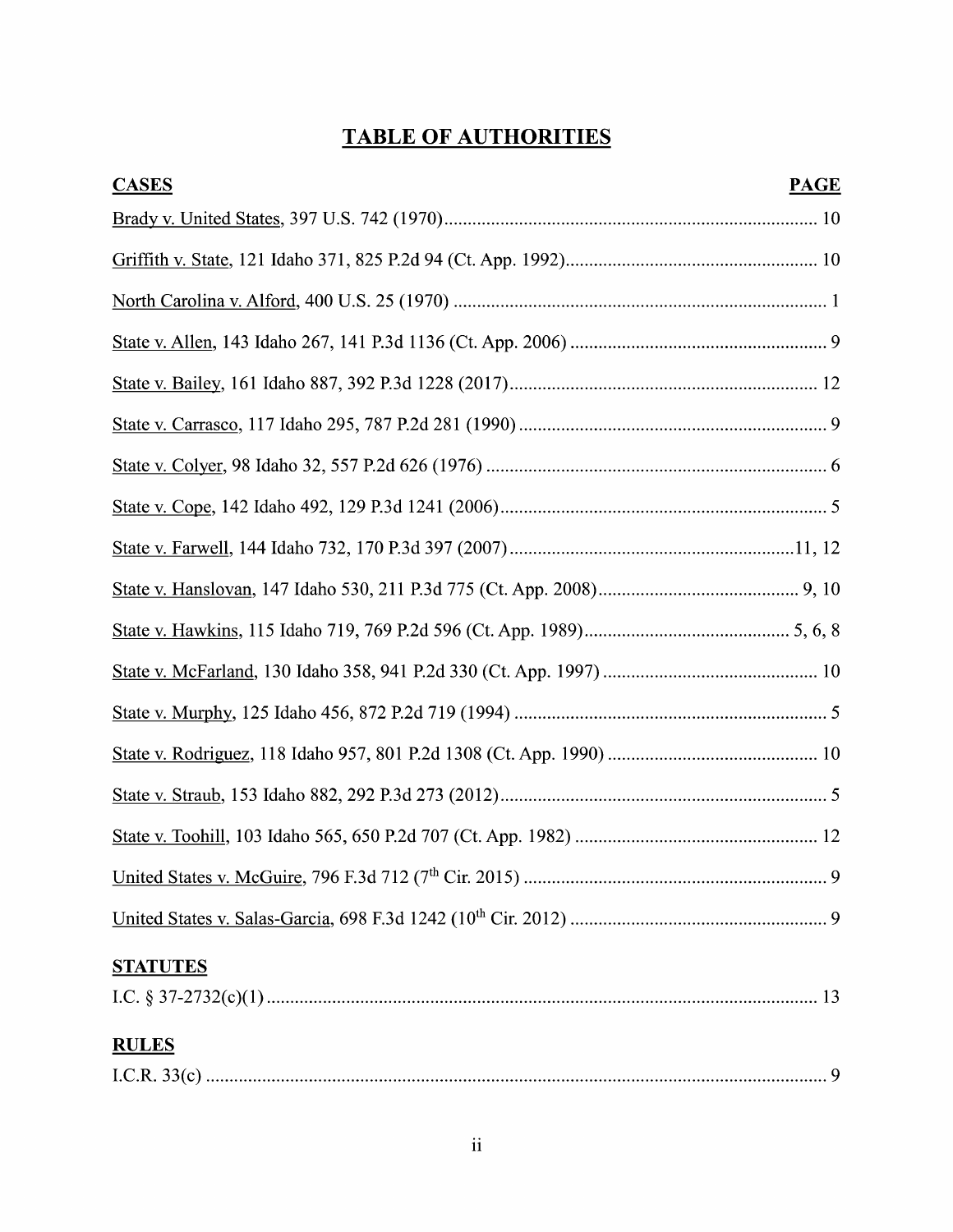# TABLE OF AUTHORITIES

| CASES | PAGE |
|---|---|
| Brady v. United States, 397 U.S. 742 (1970) | 10 |
| Griffith v. State, 121 Idaho 371, 825 P.2d 94 (Ct. App. 1992) | 10 |
| North Carolina v. Alford, 400 U.S. 25 (1970) | 1 |
| State v. Allen, 143 Idaho 267, 141 P.3d 1136 (Ct. App. 2006) | 9 |
| State v. Bailey, 161 Idaho 887, 392 P.3d 1228 (2017) | 12 |
| State v. Carrasco, 117 Idaho 295, 787 P.2d 281 (1990) | 9 |
| State v. Colyer, 98 Idaho 32, 557 P.2d 626 (1976) | 6 |
| State v. Cope, 142 Idaho 492, 129 P.3d 1241 (2006) | 5 |
| State v. Farwell, 144 Idaho 732, 170 P.3d 397 (2007) | 11, 12 |
| State v. Hanslovan, 147 Idaho 530, 211 P.3d 775 (Ct. App. 2008) | 9, 10 |
| State v. Hawkins, 115 Idaho 719, 769 P.2d 596 (Ct. App. 1989) | 5, 6, 8 |
| State v. McFarland, 130 Idaho 358, 941 P.2d 330 (Ct. App. 1997) | 10 |
| State v. Murphy, 125 Idaho 456, 872 P.2d 719 (1994) | 5 |
| State v. Rodriguez, 118 Idaho 957, 801 P.2d 1308 (Ct. App. 1990) | 10 |
| State v. Straub, 153 Idaho 882, 292 P.3d 273 (2012) | 5 |
| State v. Toohill, 103 Idaho 565, 650 P.2d 707 (Ct. App. 1982) | 12 |
| United States v. McGuire, 796 F.3d 712 (7th Cir. 2015) | 9 |
| United States v. Salas-Garcia, 698 F.3d 1242 (10th Cir. 2012) | 9 |

**STATUTES**

| | |
|---|---|
| I.C. § 37-2732(c)(1) | 13 |

**RULES**

| | |
|---|---|
| I.C.R. 33(c) | 9 |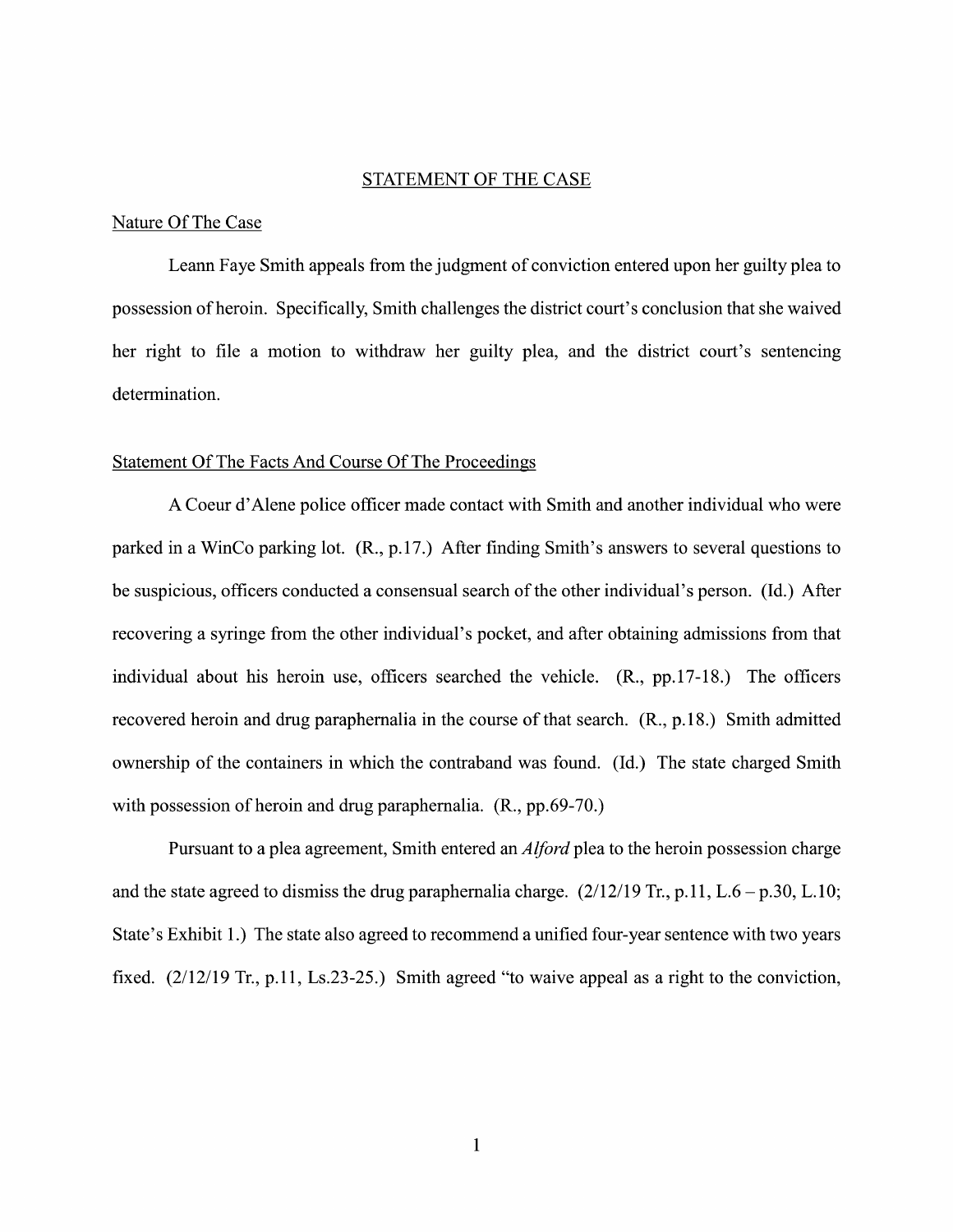## STATEMENT OF THE CASE

### Nature Of The Case

Leann Faye Smith appeals from the judgment of conviction entered upon her guilty plea to possession of heroin. Specifically, Smith challenges the district court's conclusion that she waived her right to file a motion to withdraw her guilty plea, and the district court's sentencing determination.

### Statement Of The Facts And Course Of The Proceedings

A Coeur d'Alene police officer made contact with Smith and another individual who were parked in a WinCo parking lot. (R., p.17.) After finding Smith's answers to several questions to be suspicious, officers conducted a consensual search of the other individual's person. (Id.) After recovering a syringe from the other individual's pocket, and after obtaining admissions from that individual about his heroin use, officers searched the vehicle. (R., pp.17-18.) The officers recovered heroin and drug paraphernalia in the course of that search. (R., p.18.) Smith admitted ownership of the containers in which the contraband was found. (Id.) The state charged Smith with possession of heroin and drug paraphernalia. (R., pp.69-70.)

Pursuant to a plea agreement, Smith entered an *Alford* plea to the heroin possession charge and the state agreed to dismiss the drug paraphernalia charge. (2/12/19 Tr., p.11, L.6 – p.30, L.10; State's Exhibit 1.) The state also agreed to recommend a unified four-year sentence with two years fixed. (2/12/19 Tr., p.11, Ls.23-25.) Smith agreed "to waive appeal as a right to the conviction,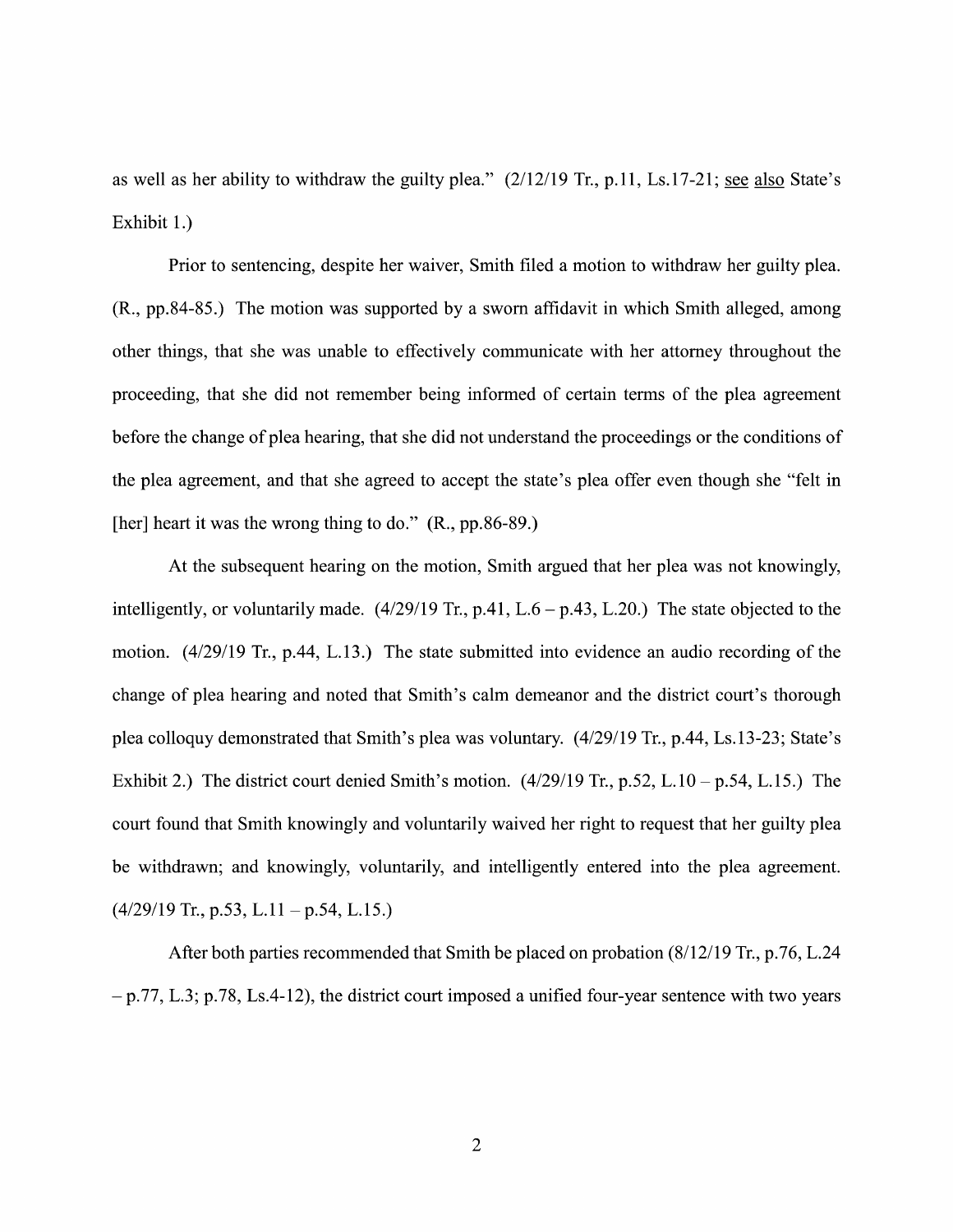as well as her ability to withdraw the guilty plea." (2/12/19 Tr., p.11, Ls.17-21; see also State's Exhibit 1.)

Prior to sentencing, despite her waiver, Smith filed a motion to withdraw her guilty plea. (R., pp.84-85.) The motion was supported by a sworn affidavit in which Smith alleged, among other things, that she was unable to effectively communicate with her attorney throughout the proceeding, that she did not remember being informed of certain terms of the plea agreement before the change of plea hearing, that she did not understand the proceedings or the conditions of the plea agreement, and that she agreed to accept the state's plea offer even though she "felt in [her] heart it was the wrong thing to do." (R., pp.86-89.)

At the subsequent hearing on the motion, Smith argued that her plea was not knowingly, intelligently, or voluntarily made. (4/29/19 Tr., p.41, L.6 – p.43, L.20.) The state objected to the motion. (4/29/19 Tr., p.44, L.13.) The state submitted into evidence an audio recording of the change of plea hearing and noted that Smith's calm demeanor and the district court's thorough plea colloquy demonstrated that Smith's plea was voluntary. (4/29/19 Tr., p.44, Ls.13-23; State's Exhibit 2.) The district court denied Smith's motion. (4/29/19 Tr., p.52, L.10 – p.54, L.15.) The court found that Smith knowingly and voluntarily waived her right to request that her guilty plea be withdrawn; and knowingly, voluntarily, and intelligently entered into the plea agreement. (4/29/19 Tr., p.53, L.11 – p.54, L.15.)

After both parties recommended that Smith be placed on probation (8/12/19 Tr., p.76, L.24 – p.77, L.3; p.78, Ls.4-12), the district court imposed a unified four-year sentence with two years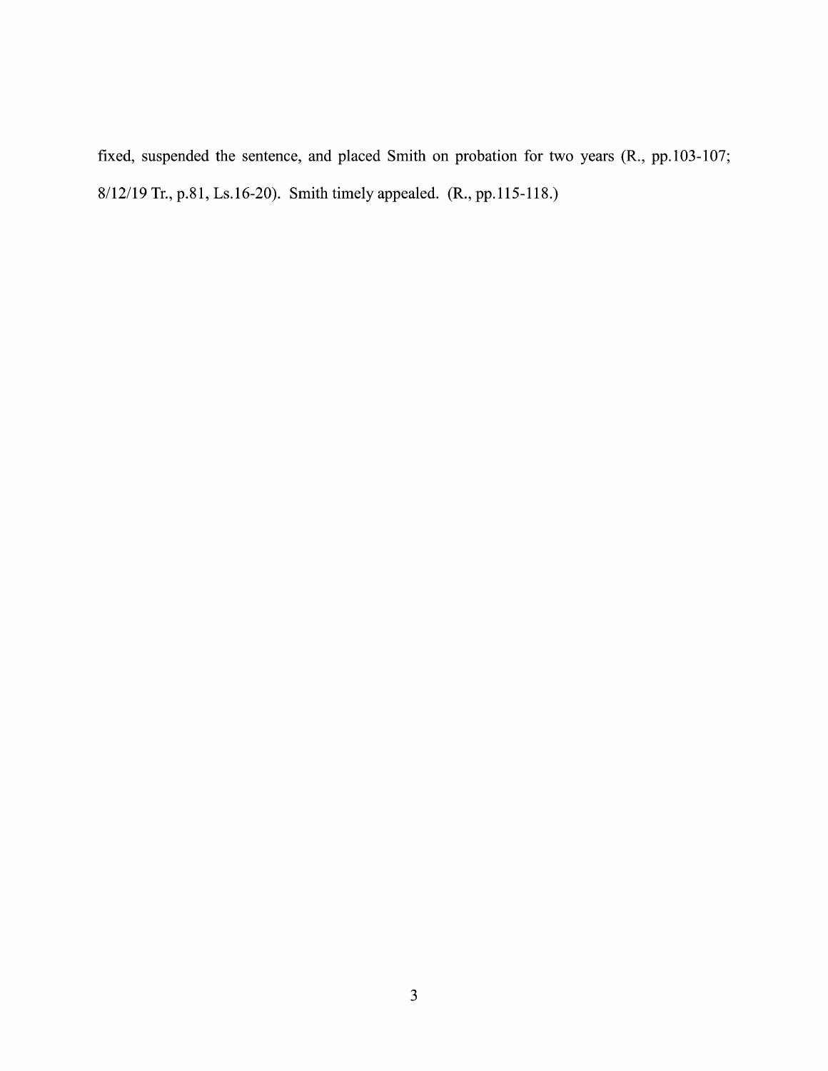fixed, suspended the sentence, and placed Smith on probation for two years (R., pp.103-107; 8/12/19 Tr., p.81, Ls.16-20). Smith timely appealed. (R., pp.115-118.)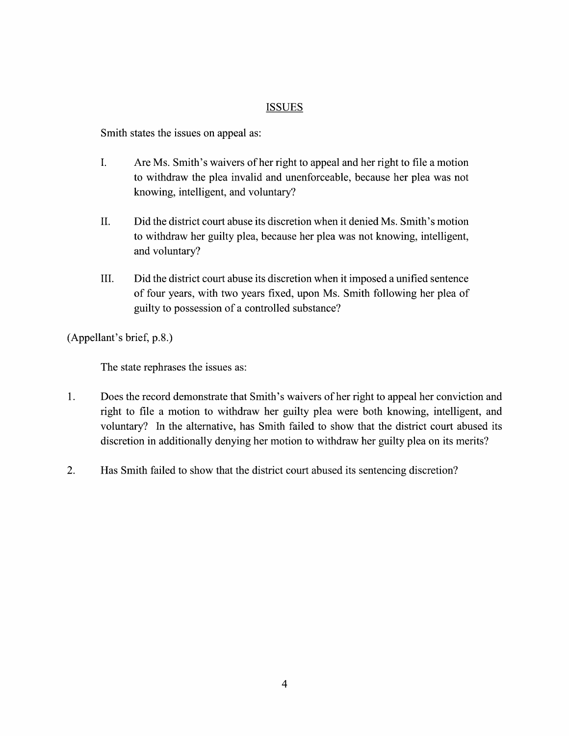## ISSUES

Smith states the issues on appeal as:

I. Are Ms. Smith's waivers of her right to appeal and her right to file a motion to withdraw the plea invalid and unenforceable, because her plea was not knowing, intelligent, and voluntary?

II. Did the district court abuse its discretion when it denied Ms. Smith's motion to withdraw her guilty plea, because her plea was not knowing, intelligent, and voluntary?

III. Did the district court abuse its discretion when it imposed a unified sentence of four years, with two years fixed, upon Ms. Smith following her plea of guilty to possession of a controlled substance?

(Appellant's brief, p.8.)

The state rephrases the issues as:

1. Does the record demonstrate that Smith's waivers of her right to appeal her conviction and right to file a motion to withdraw her guilty plea were both knowing, intelligent, and voluntary? In the alternative, has Smith failed to show that the district court abused its discretion in additionally denying her motion to withdraw her guilty plea on its merits?

2. Has Smith failed to show that the district court abused its sentencing discretion?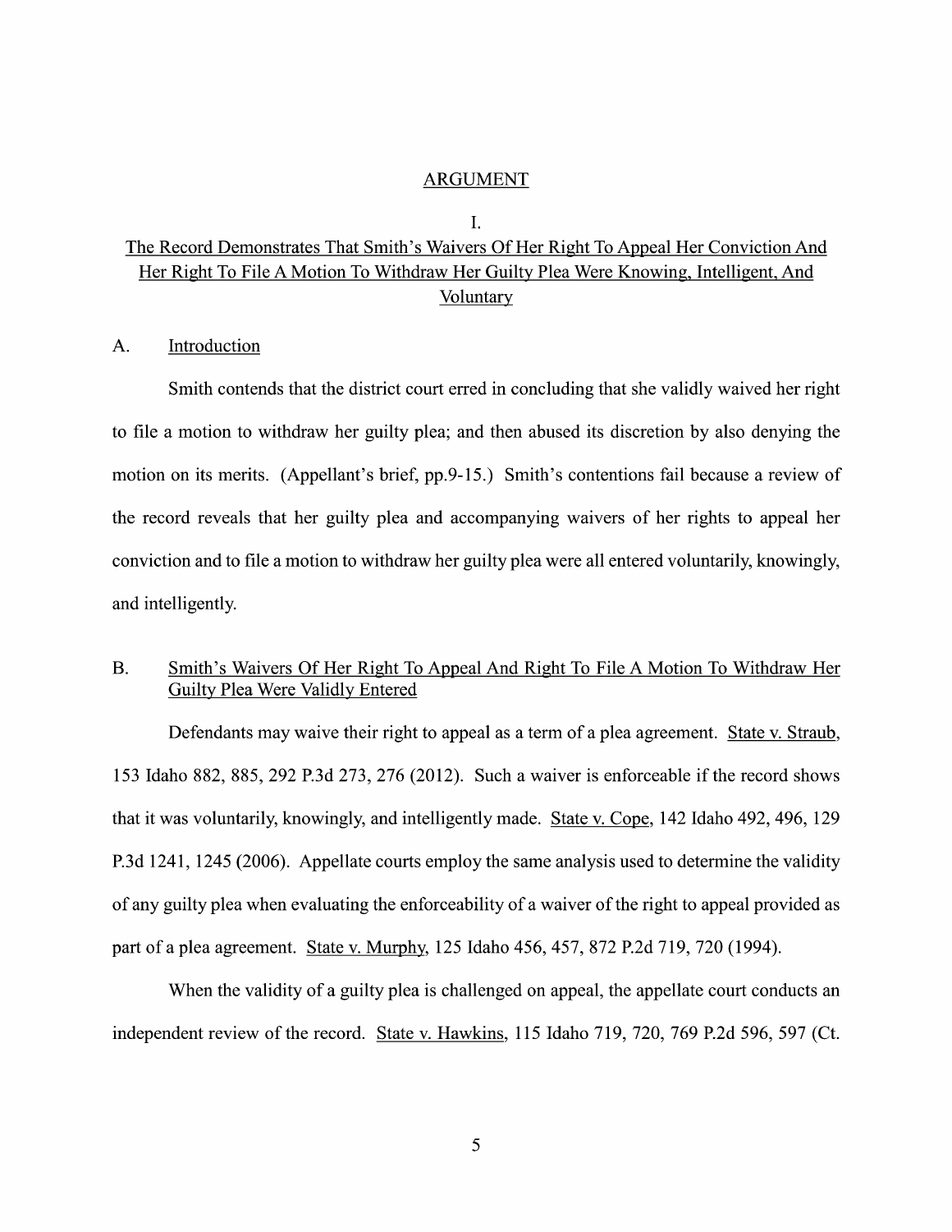## ARGUMENT

### I.

### The Record Demonstrates That Smith's Waivers Of Her Right To Appeal Her Conviction And Her Right To File A Motion To Withdraw Her Guilty Plea Were Knowing, Intelligent, And Voluntary

#### A. Introduction

Smith contends that the district court erred in concluding that she validly waived her right to file a motion to withdraw her guilty plea; and then abused its discretion by also denying the motion on its merits. (Appellant's brief, pp.9-15.) Smith's contentions fail because a review of the record reveals that her guilty plea and accompanying waivers of her rights to appeal her conviction and to file a motion to withdraw her guilty plea were all entered voluntarily, knowingly, and intelligently.

#### B. Smith's Waivers Of Her Right To Appeal And Right To File A Motion To Withdraw Her Guilty Plea Were Validly Entered

Defendants may waive their right to appeal as a term of a plea agreement. State v. Straub, 153 Idaho 882, 885, 292 P.3d 273, 276 (2012). Such a waiver is enforceable if the record shows that it was voluntarily, knowingly, and intelligently made. State v. Cope, 142 Idaho 492, 496, 129 P.3d 1241, 1245 (2006). Appellate courts employ the same analysis used to determine the validity of any guilty plea when evaluating the enforceability of a waiver of the right to appeal provided as part of a plea agreement. State v. Murphy, 125 Idaho 456, 457, 872 P.2d 719, 720 (1994).

When the validity of a guilty plea is challenged on appeal, the appellate court conducts an independent review of the record. State v. Hawkins, 115 Idaho 719, 720, 769 P.2d 596, 597 (Ct.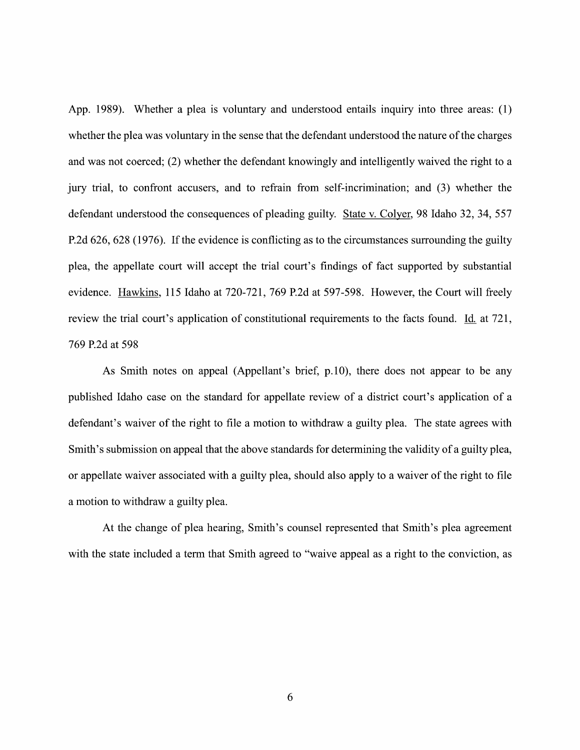App. 1989). Whether a plea is voluntary and understood entails inquiry into three areas: (1) whether the plea was voluntary in the sense that the defendant understood the nature of the charges and was not coerced; (2) whether the defendant knowingly and intelligently waived the right to a jury trial, to confront accusers, and to refrain from self-incrimination; and (3) whether the defendant understood the consequences of pleading guilty. State v. Colyer, 98 Idaho 32, 34, 557 P.2d 626, 628 (1976). If the evidence is conflicting as to the circumstances surrounding the guilty plea, the appellate court will accept the trial court's findings of fact supported by substantial evidence. Hawkins, 115 Idaho at 720-721, 769 P.2d at 597-598. However, the Court will freely review the trial court's application of constitutional requirements to the facts found. Id. at 721, 769 P.2d at 598

As Smith notes on appeal (Appellant's brief, p.10), there does not appear to be any published Idaho case on the standard for appellate review of a district court's application of a defendant's waiver of the right to file a motion to withdraw a guilty plea. The state agrees with Smith's submission on appeal that the above standards for determining the validity of a guilty plea, or appellate waiver associated with a guilty plea, should also apply to a waiver of the right to file a motion to withdraw a guilty plea.

At the change of plea hearing, Smith's counsel represented that Smith's plea agreement with the state included a term that Smith agreed to "waive appeal as a right to the conviction, as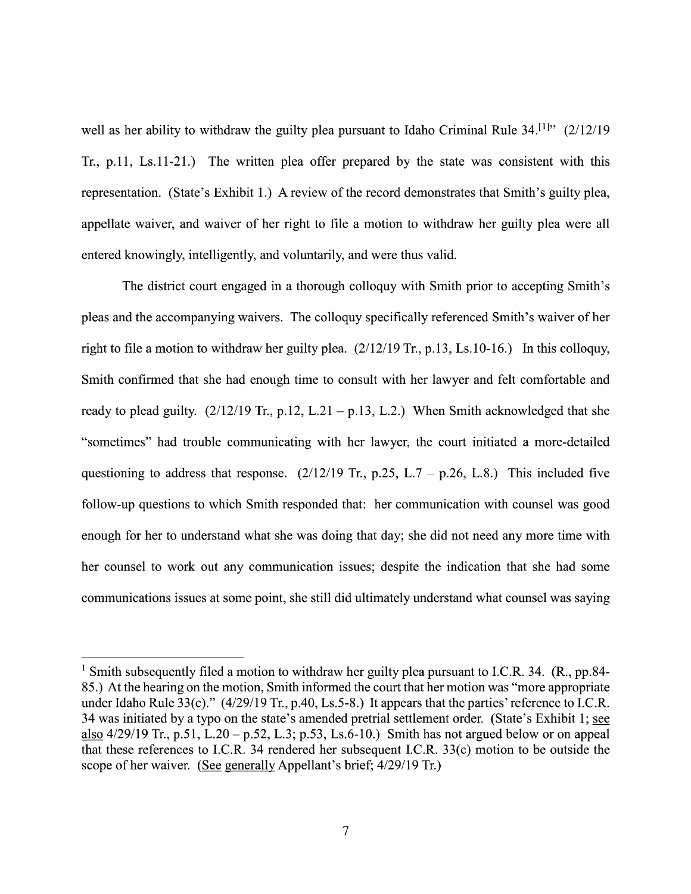well as her ability to withdraw the guilty plea pursuant to Idaho Criminal Rule 34.[1]" (2/12/19 Tr., p.11, Ls.11-21.) The written plea offer prepared by the state was consistent with this representation. (State's Exhibit 1.) A review of the record demonstrates that Smith's guilty plea, appellate waiver, and waiver of her right to file a motion to withdraw her guilty plea were all entered knowingly, intelligently, and voluntarily, and were thus valid.

The district court engaged in a thorough colloquy with Smith prior to accepting Smith's pleas and the accompanying waivers. The colloquy specifically referenced Smith's waiver of her right to file a motion to withdraw her guilty plea. (2/12/19 Tr., p.13, Ls.10-16.) In this colloquy, Smith confirmed that she had enough time to consult with her lawyer and felt comfortable and ready to plead guilty. (2/12/19 Tr., p.12, L.21 – p.13, L.2.) When Smith acknowledged that she "sometimes" had trouble communicating with her lawyer, the court initiated a more-detailed questioning to address that response. (2/12/19 Tr., p.25, L.7 – p.26, L.8.) This included five follow-up questions to which Smith responded that: her communication with counsel was good enough for her to understand what she was doing that day; she did not need any more time with her counsel to work out any communication issues; despite the indication that she had some communications issues at some point, she still did ultimately understand what counsel was saying

[1] Smith subsequently filed a motion to withdraw her guilty plea pursuant to I.C.R. 34. (R., pp.84-85.) At the hearing on the motion, Smith informed the court that her motion was "more appropriate under Idaho Rule 33(c)." (4/29/19 Tr., p.40, Ls.5-8.) It appears that the parties' reference to I.C.R. 34 was initiated by a typo on the state's amended pretrial settlement order. (State's Exhibit 1; see also 4/29/19 Tr., p.51, L.20 – p.52, L.3; p.53, Ls.6-10.) Smith has not argued below or on appeal that these references to I.C.R. 34 rendered her subsequent I.C.R. 33(c) motion to be outside the scope of her waiver. (See generally Appellant's brief; 4/29/19 Tr.)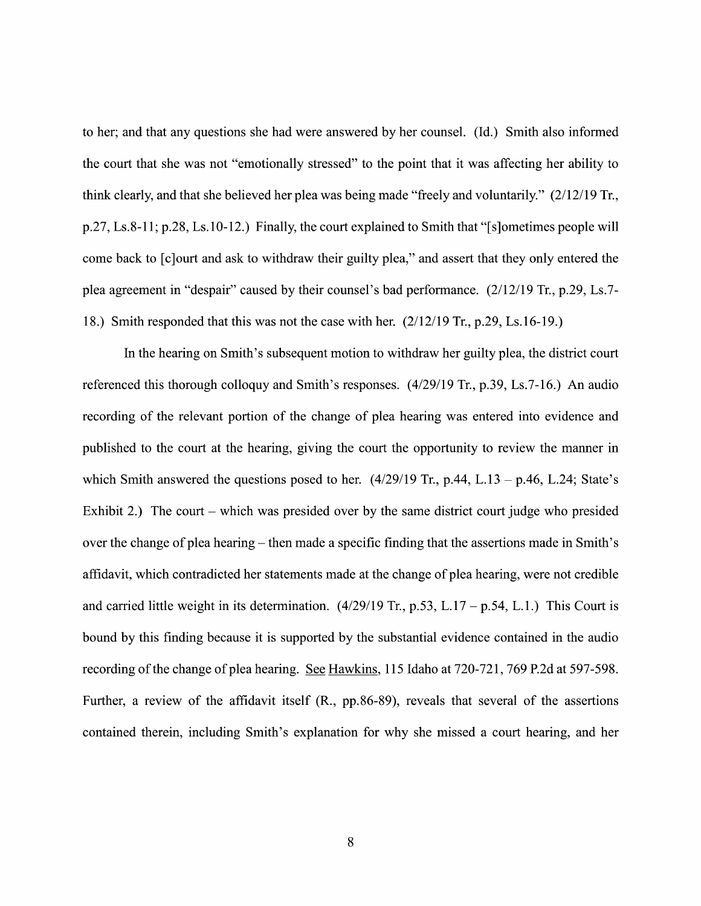to her; and that any questions she had were answered by her counsel. (Id.) Smith also informed the court that she was not "emotionally stressed" to the point that it was affecting her ability to think clearly, and that she believed her plea was being made "freely and voluntarily." (2/12/19 Tr., p.27, Ls.8-11; p.28, Ls.10-12.) Finally, the court explained to Smith that "[s]ometimes people will come back to [c]ourt and ask to withdraw their guilty plea," and assert that they only entered the plea agreement in "despair" caused by their counsel's bad performance. (2/12/19 Tr., p.29, Ls.7-18.) Smith responded that this was not the case with her. (2/12/19 Tr., p.29, Ls.16-19.)

In the hearing on Smith's subsequent motion to withdraw her guilty plea, the district court referenced this thorough colloquy and Smith's responses. (4/29/19 Tr., p.39, Ls.7-16.) An audio recording of the relevant portion of the change of plea hearing was entered into evidence and published to the court at the hearing, giving the court the opportunity to review the manner in which Smith answered the questions posed to her. (4/29/19 Tr., p.44, L.13 – p.46, L.24; State's Exhibit 2.) The court – which was presided over by the same district court judge who presided over the change of plea hearing – then made a specific finding that the assertions made in Smith's affidavit, which contradicted her statements made at the change of plea hearing, were not credible and carried little weight in its determination. (4/29/19 Tr., p.53, L.17 – p.54, L.1.) This Court is bound by this finding because it is supported by the substantial evidence contained in the audio recording of the change of plea hearing. See Hawkins, 115 Idaho at 720-721, 769 P.2d at 597-598. Further, a review of the affidavit itself (R., pp.86-89), reveals that several of the assertions contained therein, including Smith's explanation for why she missed a court hearing, and her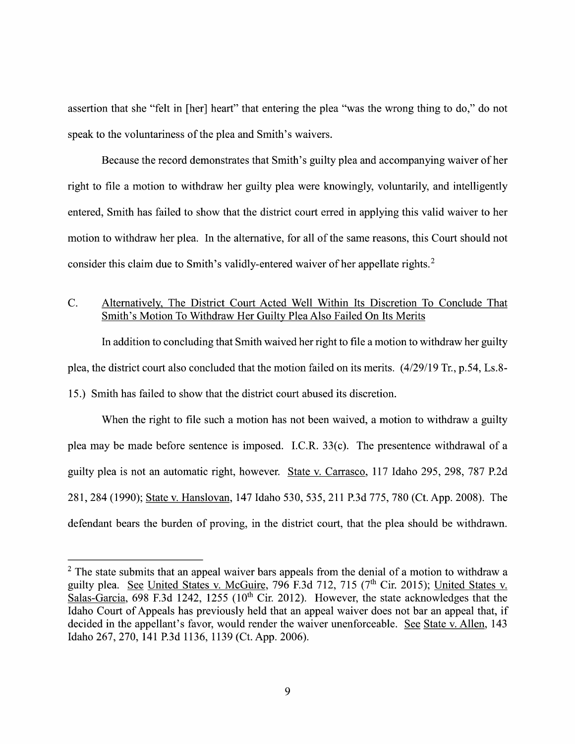assertion that she "felt in [her] heart" that entering the plea "was the wrong thing to do," do not speak to the voluntariness of the plea and Smith's waivers.

Because the record demonstrates that Smith's guilty plea and accompanying waiver of her right to file a motion to withdraw her guilty plea were knowingly, voluntarily, and intelligently entered, Smith has failed to show that the district court erred in applying this valid waiver to her motion to withdraw her plea. In the alternative, for all of the same reasons, this Court should not consider this claim due to Smith's validly-entered waiver of her appellate rights.[2]

### C. Alternatively, The District Court Acted Well Within Its Discretion To Conclude That Smith's Motion To Withdraw Her Guilty Plea Also Failed On Its Merits

In addition to concluding that Smith waived her right to file a motion to withdraw her guilty plea, the district court also concluded that the motion failed on its merits. (4/29/19 Tr., p.54, Ls.8-15.) Smith has failed to show that the district court abused its discretion.

When the right to file such a motion has not been waived, a motion to withdraw a guilty plea may be made before sentence is imposed. I.C.R. 33(c). The presentence withdrawal of a guilty plea is not an automatic right, however. State v. Carrasco, 117 Idaho 295, 298, 787 P.2d 281, 284 (1990); State v. Hanslovan, 147 Idaho 530, 535, 211 P.3d 775, 780 (Ct. App. 2008). The defendant bears the burden of proving, in the district court, that the plea should be withdrawn.

---

[2] The state submits that an appeal waiver bars appeals from the denial of a motion to withdraw a guilty plea. See United States v. McGuire, 796 F.3d 712, 715 (7th Cir. 2015); United States v. Salas-Garcia, 698 F.3d 1242, 1255 (10th Cir. 2012). However, the state acknowledges that the Idaho Court of Appeals has previously held that an appeal waiver does not bar an appeal that, if decided in the appellant's favor, would render the waiver unenforceable. See State v. Allen, 143 Idaho 267, 270, 141 P.3d 1136, 1139 (Ct. App. 2006).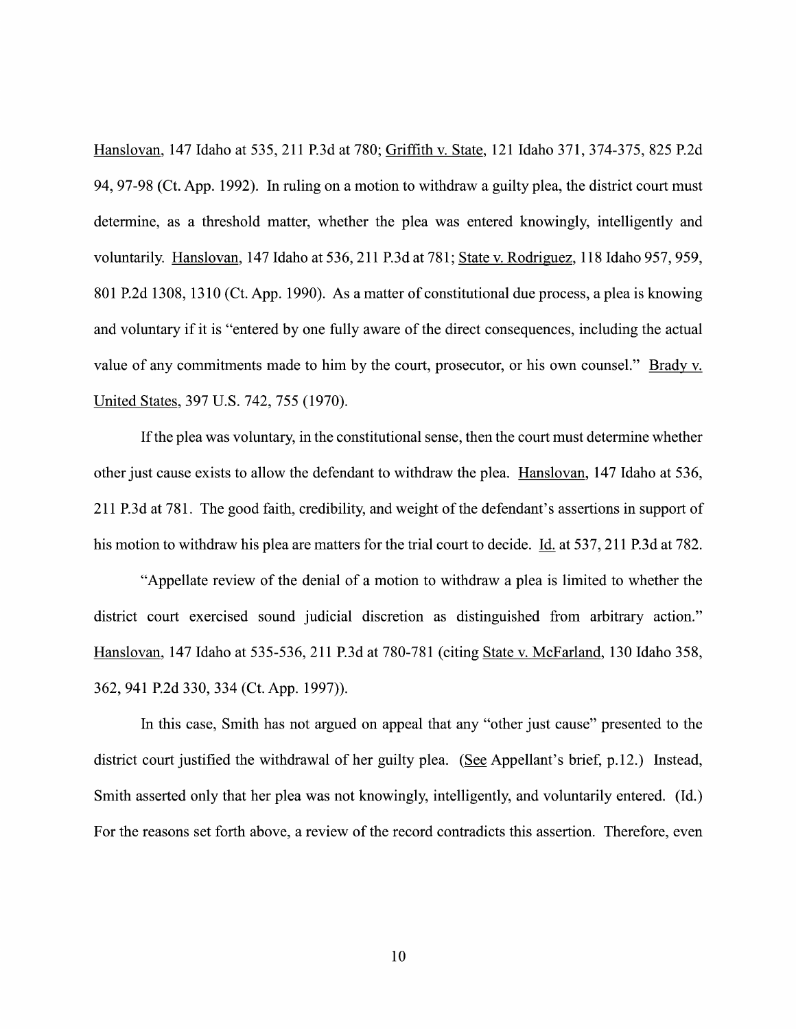Hanslovan, 147 Idaho at 535, 211 P.3d at 780; Griffith v. State, 121 Idaho 371, 374-375, 825 P.2d 94, 97-98 (Ct. App. 1992). In ruling on a motion to withdraw a guilty plea, the district court must determine, as a threshold matter, whether the plea was entered knowingly, intelligently and voluntarily. Hanslovan, 147 Idaho at 536, 211 P.3d at 781; State v. Rodriguez, 118 Idaho 957, 959, 801 P.2d 1308, 1310 (Ct. App. 1990). As a matter of constitutional due process, a plea is knowing and voluntary if it is "entered by one fully aware of the direct consequences, including the actual value of any commitments made to him by the court, prosecutor, or his own counsel." Brady v. United States, 397 U.S. 742, 755 (1970).

If the plea was voluntary, in the constitutional sense, then the court must determine whether other just cause exists to allow the defendant to withdraw the plea. Hanslovan, 147 Idaho at 536, 211 P.3d at 781. The good faith, credibility, and weight of the defendant's assertions in support of his motion to withdraw his plea are matters for the trial court to decide. Id. at 537, 211 P.3d at 782.

"Appellate review of the denial of a motion to withdraw a plea is limited to whether the district court exercised sound judicial discretion as distinguished from arbitrary action." Hanslovan, 147 Idaho at 535-536, 211 P.3d at 780-781 (citing State v. McFarland, 130 Idaho 358, 362, 941 P.2d 330, 334 (Ct. App. 1997)).

In this case, Smith has not argued on appeal that any "other just cause" presented to the district court justified the withdrawal of her guilty plea. (See Appellant's brief, p.12.) Instead, Smith asserted only that her plea was not knowingly, intelligently, and voluntarily entered. (Id.) For the reasons set forth above, a review of the record contradicts this assertion. Therefore, even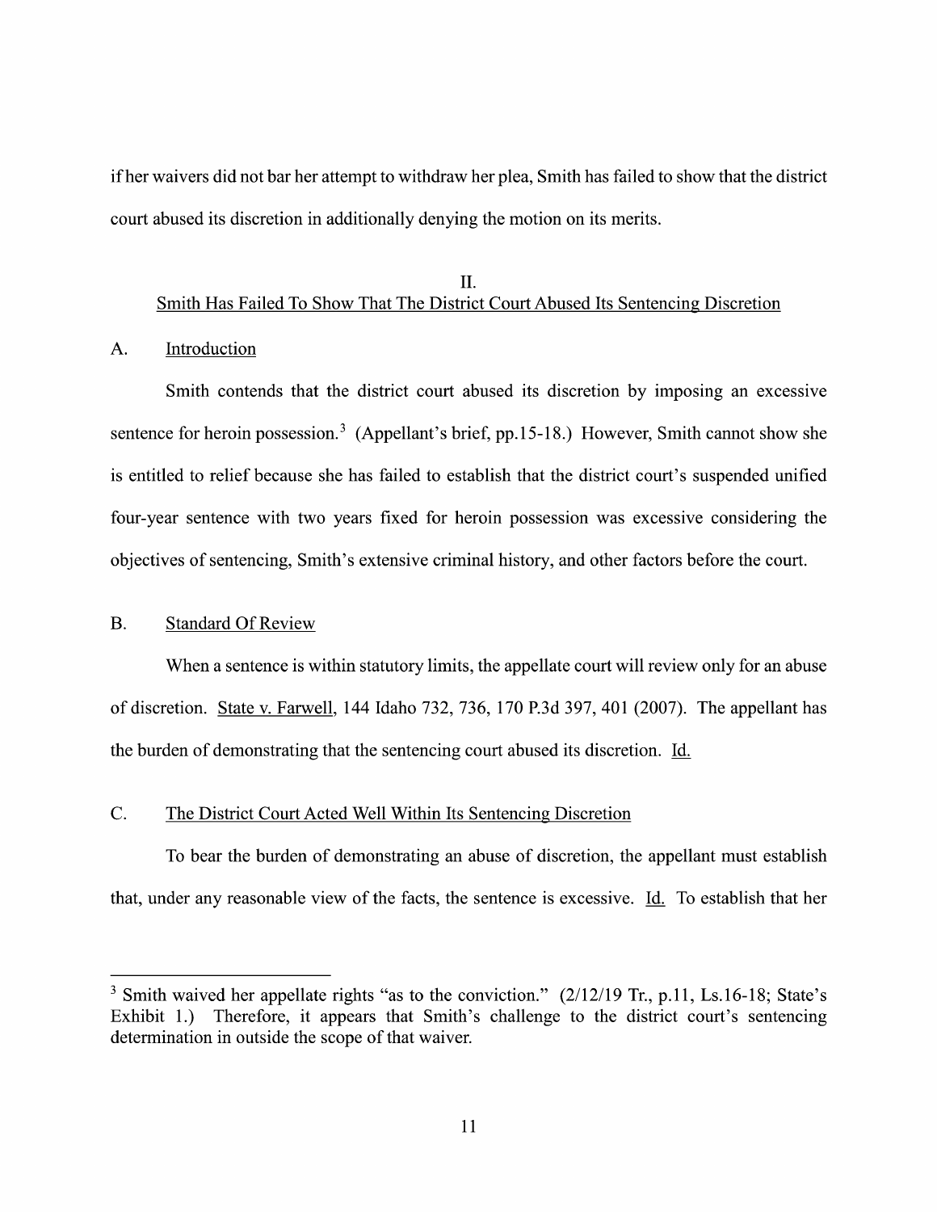if her waivers did not bar her attempt to withdraw her plea, Smith has failed to show that the district court abused its discretion in additionally denying the motion on its merits.

## II.
## Smith Has Failed To Show That The District Court Abused Its Sentencing Discretion

### A. Introduction

Smith contends that the district court abused its discretion by imposing an excessive sentence for heroin possession.[3] (Appellant's brief, pp.15-18.) However, Smith cannot show she is entitled to relief because she has failed to establish that the district court's suspended unified four-year sentence with two years fixed for heroin possession was excessive considering the objectives of sentencing, Smith's extensive criminal history, and other factors before the court.

### B. Standard Of Review

When a sentence is within statutory limits, the appellate court will review only for an abuse of discretion. State v. Farwell, 144 Idaho 732, 736, 170 P.3d 397, 401 (2007). The appellant has the burden of demonstrating that the sentencing court abused its discretion. Id.

### C. The District Court Acted Well Within Its Sentencing Discretion

To bear the burden of demonstrating an abuse of discretion, the appellant must establish that, under any reasonable view of the facts, the sentence is excessive. Id. To establish that her

---

[3] Smith waived her appellate rights "as to the conviction." (2/12/19 Tr., p.11, Ls.16-18; State's Exhibit 1.) Therefore, it appears that Smith's challenge to the district court's sentencing determination in outside the scope of that waiver.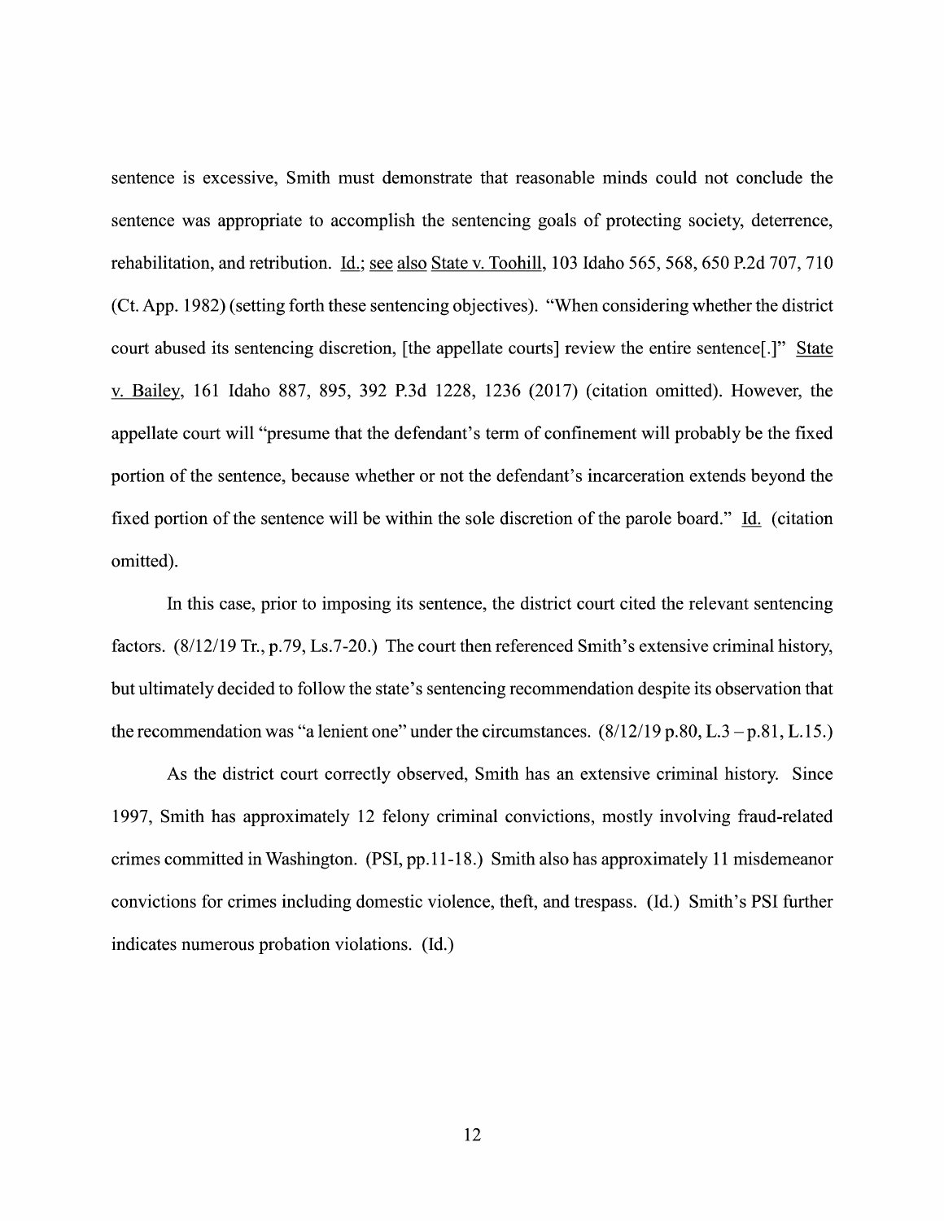sentence is excessive, Smith must demonstrate that reasonable minds could not conclude the sentence was appropriate to accomplish the sentencing goals of protecting society, deterrence, rehabilitation, and retribution. Id.; see also State v. Toohill, 103 Idaho 565, 568, 650 P.2d 707, 710 (Ct. App. 1982) (setting forth these sentencing objectives). "When considering whether the district court abused its sentencing discretion, [the appellate courts] review the entire sentence[.]" State v. Bailey, 161 Idaho 887, 895, 392 P.3d 1228, 1236 (2017) (citation omitted). However, the appellate court will "presume that the defendant's term of confinement will probably be the fixed portion of the sentence, because whether or not the defendant's incarceration extends beyond the fixed portion of the sentence will be within the sole discretion of the parole board." Id. (citation omitted).

In this case, prior to imposing its sentence, the district court cited the relevant sentencing factors. (8/12/19 Tr., p.79, Ls.7-20.) The court then referenced Smith's extensive criminal history, but ultimately decided to follow the state's sentencing recommendation despite its observation that the recommendation was "a lenient one" under the circumstances. (8/12/19 p.80, L.3 – p.81, L.15.)

As the district court correctly observed, Smith has an extensive criminal history. Since 1997, Smith has approximately 12 felony criminal convictions, mostly involving fraud-related crimes committed in Washington. (PSI, pp.11-18.) Smith also has approximately 11 misdemeanor convictions for crimes including domestic violence, theft, and trespass. (Id.) Smith's PSI further indicates numerous probation violations. (Id.)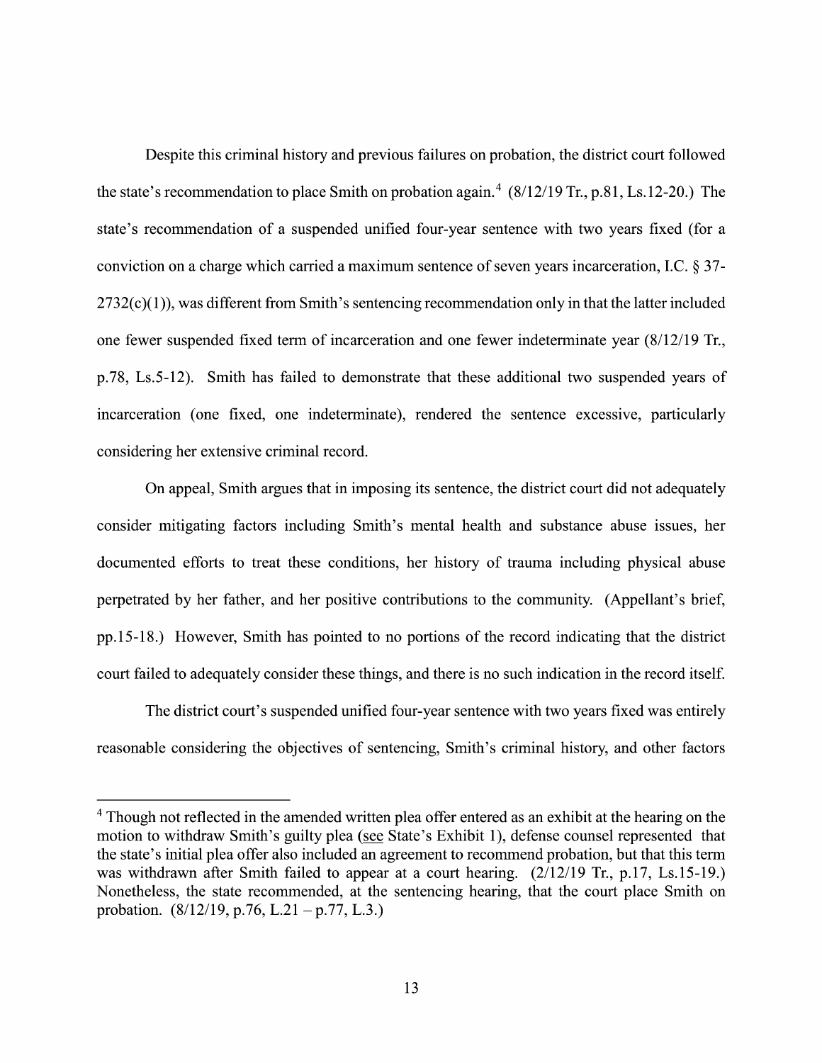Despite this criminal history and previous failures on probation, the district court followed the state's recommendation to place Smith on probation again.[4] (8/12/19 Tr., p.81, Ls.12-20.) The state's recommendation of a suspended unified four-year sentence with two years fixed (for a conviction on a charge which carried a maximum sentence of seven years incarceration, I.C. § 37-2732(c)(1)), was different from Smith's sentencing recommendation only in that the latter included one fewer suspended fixed term of incarceration and one fewer indeterminate year (8/12/19 Tr., p.78, Ls.5-12). Smith has failed to demonstrate that these additional two suspended years of incarceration (one fixed, one indeterminate), rendered the sentence excessive, particularly considering her extensive criminal record.

On appeal, Smith argues that in imposing its sentence, the district court did not adequately consider mitigating factors including Smith's mental health and substance abuse issues, her documented efforts to treat these conditions, her history of trauma including physical abuse perpetrated by her father, and her positive contributions to the community. (Appellant's brief, pp.15-18.) However, Smith has pointed to no portions of the record indicating that the district court failed to adequately consider these things, and there is no such indication in the record itself.

The district court's suspended unified four-year sentence with two years fixed was entirely reasonable considering the objectives of sentencing, Smith's criminal history, and other factors

---

[4] Though not reflected in the amended written plea offer entered as an exhibit at the hearing on the motion to withdraw Smith's guilty plea (<u>see</u> State's Exhibit 1), defense counsel represented that the state's initial plea offer also included an agreement to recommend probation, but that this term was withdrawn after Smith failed to appear at a court hearing. (2/12/19 Tr., p.17, Ls.15-19.) Nonetheless, the state recommended, at the sentencing hearing, that the court place Smith on probation. (8/12/19, p.76, L.21 – p.77, L.3.)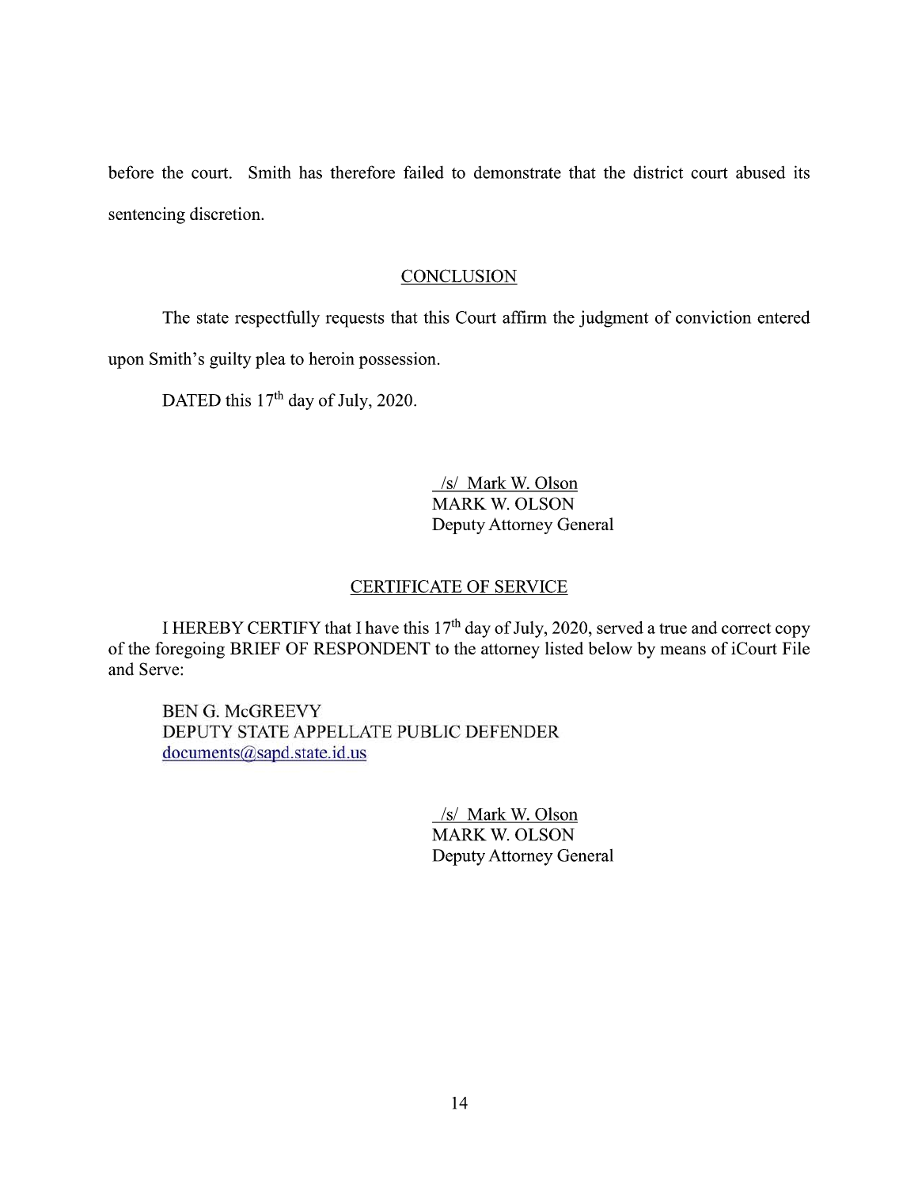before the court. Smith has therefore failed to demonstrate that the district court abused its sentencing discretion.

## CONCLUSION

The state respectfully requests that this Court affirm the judgment of conviction entered upon Smith's guilty plea to heroin possession.

DATED this 17th day of July, 2020.

/s/ Mark W. Olson
MARK W. OLSON
Deputy Attorney General

## CERTIFICATE OF SERVICE

I HEREBY CERTIFY that I have this 17th day of July, 2020, served a true and correct copy of the foregoing BRIEF OF RESPONDENT to the attorney listed below by means of iCourt File and Serve:

BEN G. McGREEVY
DEPUTY STATE APPELLATE PUBLIC DEFENDER
documents@sapd.state.id.us

/s/ Mark W. Olson
MARK W. OLSON
Deputy Attorney General